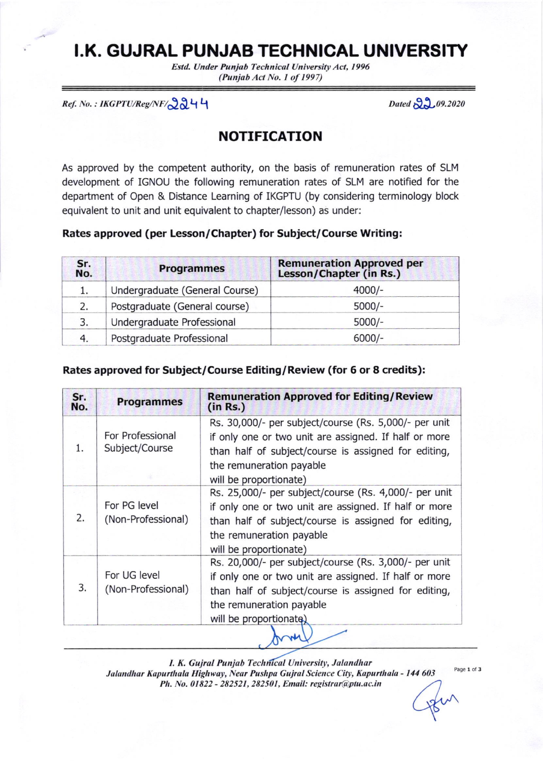# I.K. GUJRAL PUNJAB TECHNICAL UNIVERSITY

*Estd. Under Punjab Technical University Act, 1996*
*(Punjab Act No. 1 of 1997)*

*Ref. No. : IKGPTU/Reg/NF/2244* *Dated 22.09.2020*

## NOTIFICATION

As approved by the competent authority, on the basis of remuneration rates of SLM development of IGNOU the following remuneration rates of SLM are notified for the department of Open & Distance Learning of IKGPTU (by considering terminology block equivalent to unit and unit equivalent to chapter/lesson) as under:

**Rates approved (per Lesson/Chapter) for Subject/Course Writing:**

| Sr. No. | Programmes | Remuneration Approved per Lesson/Chapter (in Rs.) |
|---|---|---|
| 1. | Undergraduate (General Course) | 4000/- |
| 2. | Postgraduate (General course) | 5000/- |
| 3. | Undergraduate Professional | 5000/- |
| 4. | Postgraduate Professional | 6000/- |

**Rates approved for Subject/Course Editing/Review (for 6 or 8 credits):**

| Sr. No. | Programmes | Remuneration Approved for Editing/Review (in Rs.) |
|---|---|---|
| 1. | For Professional Subject/Course | Rs. 30,000/- per subject/course (Rs. 5,000/- per unit if only one or two unit are assigned. If half or more than half of subject/course is assigned for editing, the remuneration payable will be proportionate) |
| 2. | For PG level (Non-Professional) | Rs. 25,000/- per subject/course (Rs. 4,000/- per unit if only one or two unit are assigned. If half or more than half of subject/course is assigned for editing, the remuneration payable will be proportionate) |
| 3. | For UG level (Non-Professional) | Rs. 20,000/- per subject/course (Rs. 3,000/- per unit if only one or two unit are assigned. If half or more than half of subject/course is assigned for editing, the remuneration payable will be proportionate) |

*I. K. Gujral Punjab Technical University, Jalandhar*
*Jalandhar Kapurthala Highway, Near Pushpa Gujral Science City, Kapurthala - 144 603*
*Ph. No. 01822 - 282521, 282501, Email: registrar@ptu.ac.in*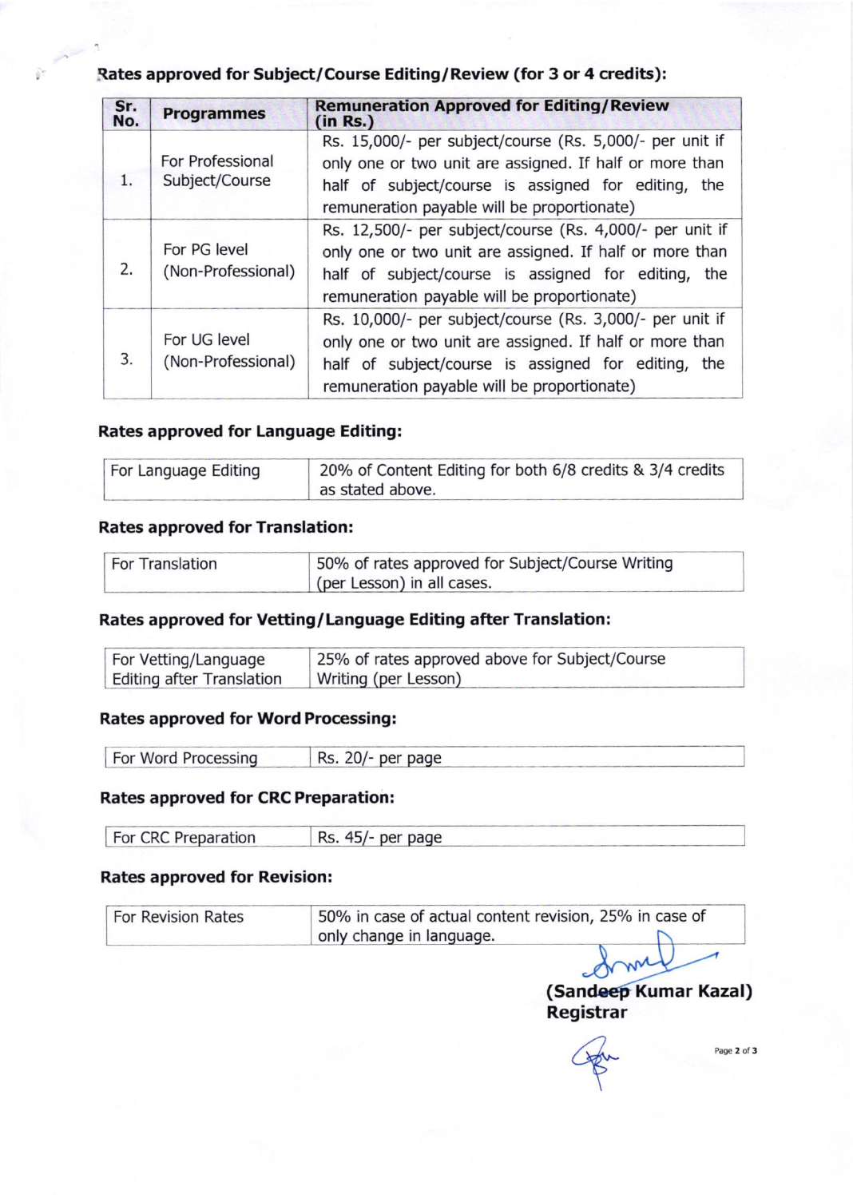**Rates approved for Subject/Course Editing/Review (for 3 or 4 credits):**

| Sr. No. | Programmes | Remuneration Approved for Editing/Review (in Rs.) |
|---|---|---|
| 1. | For Professional Subject/Course | Rs. 15,000/- per subject/course (Rs. 5,000/- per unit if only one or two unit are assigned. If half or more than half of subject/course is assigned for editing, the remuneration payable will be proportionate) |
| 2. | For PG level (Non-Professional) | Rs. 12,500/- per subject/course (Rs. 4,000/- per unit if only one or two unit are assigned. If half or more than half of subject/course is assigned for editing, the remuneration payable will be proportionate) |
| 3. | For UG level (Non-Professional) | Rs. 10,000/- per subject/course (Rs. 3,000/- per unit if only one or two unit are assigned. If half or more than half of subject/course is assigned for editing, the remuneration payable will be proportionate) |

**Rates approved for Language Editing:**

| For Language Editing | 20% of Content Editing for both 6/8 credits & 3/4 credits as stated above. |
|---|---|

**Rates approved for Translation:**

| For Translation | 50% of rates approved for Subject/Course Writing (per Lesson) in all cases. |
|---|---|

**Rates approved for Vetting/Language Editing after Translation:**

| For Vetting/Language Editing after Translation | 25% of rates approved above for Subject/Course Writing (per Lesson) |
|---|---|

**Rates approved for Word Processing:**

| For Word Processing | Rs. 20/- per page |
|---|---|

**Rates approved for CRC Preparation:**

| For CRC Preparation | Rs. 45/- per page |
|---|---|

**Rates approved for Revision:**

| For Revision Rates | 50% in case of actual content revision, 25% in case of only change in language. |
|---|---|

**(Sandeep Kumar Kazal)**
**Registrar**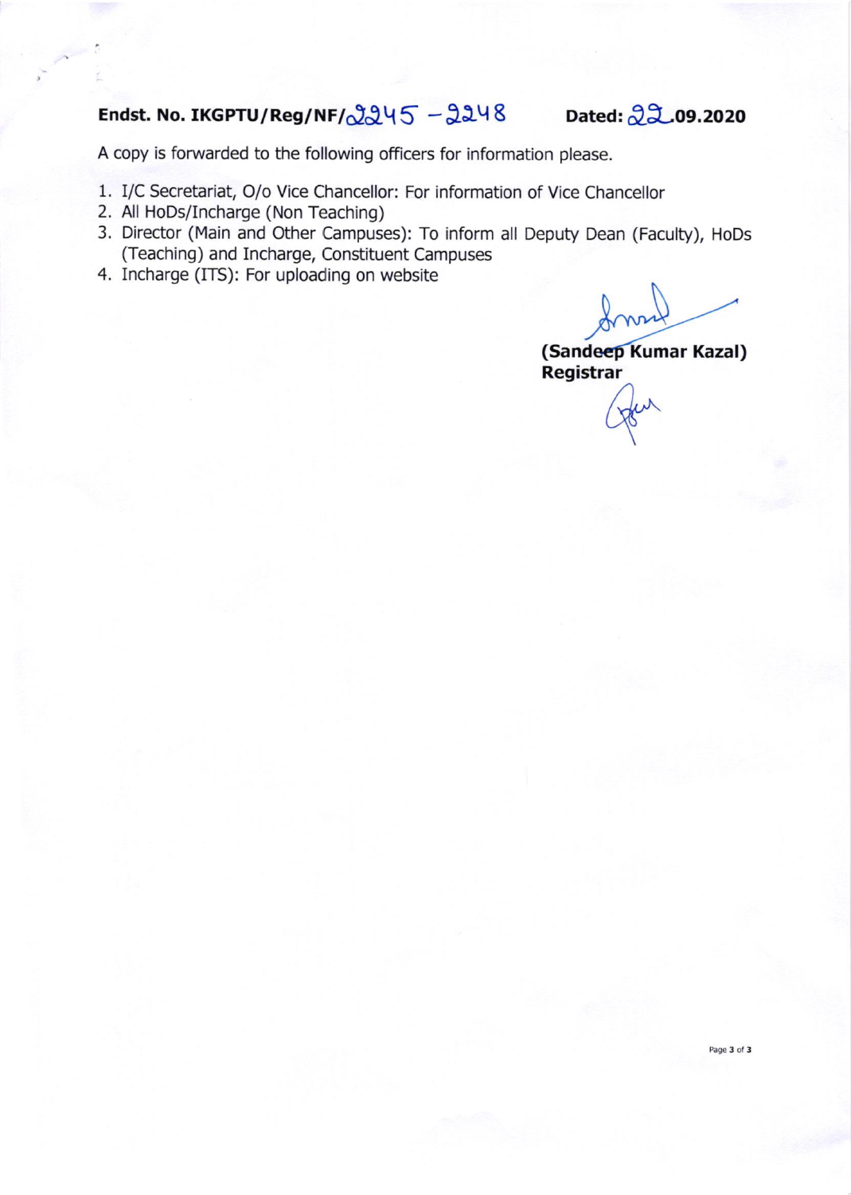**Endst. No. IKGPTU/Reg/NF/2245 - 2248** **Dated: 22.09.2020**

A copy is forwarded to the following officers for information please.

1. I/C Secretariat, O/o Vice Chancellor: For information of Vice Chancellor
2. All HoDs/Incharge (Non Teaching)
3. Director (Main and Other Campuses): To inform all Deputy Dean (Faculty), HoDs (Teaching) and Incharge, Constituent Campuses
4. Incharge (ITS): For uploading on website

**(Sandeep Kumar Kazal)**
**Registrar**